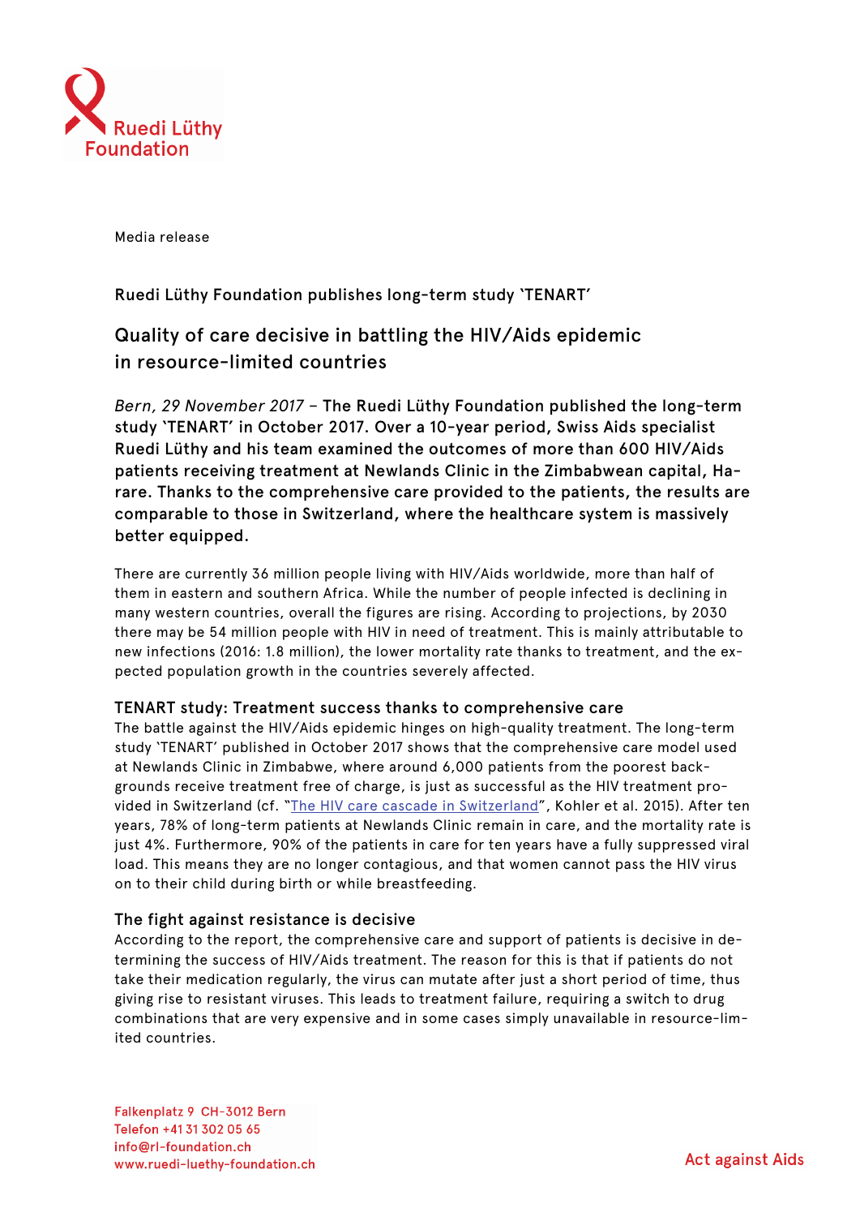Ruedi Lüthy Foundation

Media release

Ruedi Lüthy Foundation publishes long-term study 'TENART'

# Quality of care decisive in battling the HIV/Aids epidemic in resource-limited countries

*Bern, 29 November 2017* – **The Ruedi Lüthy Foundation published the long-term study 'TENART' in October 2017. Over a 10-year period, Swiss Aids specialist Ruedi Lüthy and his team examined the outcomes of more than 600 HIV/Aids patients receiving treatment at Newlands Clinic in the Zimbabwean capital, Harare. Thanks to the comprehensive care provided to the patients, the results are comparable to those in Switzerland, where the healthcare system is massively better equipped.**

There are currently 36 million people living with HIV/Aids worldwide, more than half of them in eastern and southern Africa. While the number of people infected is declining in many western countries, overall the figures are rising. According to projections, by 2030 there may be 54 million people with HIV in need of treatment. This is mainly attributable to new infections (2016: 1.8 million), the lower mortality rate thanks to treatment, and the expected population growth in the countries severely affected.

## TENART study: Treatment success thanks to comprehensive care

The battle against the HIV/Aids epidemic hinges on high-quality treatment. The long-term study 'TENART' published in October 2017 shows that the comprehensive care model used at Newlands Clinic in Zimbabwe, where around 6,000 patients from the poorest backgrounds receive treatment free of charge, is just as successful as the HIV treatment provided in Switzerland (cf. "The HIV care cascade in Switzerland", Kohler et al. 2015). After ten years, 78% of long-term patients at Newlands Clinic remain in care, and the mortality rate is just 4%. Furthermore, 90% of the patients in care for ten years have a fully suppressed viral load. This means they are no longer contagious, and that women cannot pass the HIV virus on to their child during birth or while breastfeeding.

## The fight against resistance is decisive

According to the report, the comprehensive care and support of patients is decisive in determining the success of HIV/Aids treatment. The reason for this is that if patients do not take their medication regularly, the virus can mutate after just a short period of time, thus giving rise to resistant viruses. This leads to treatment failure, requiring a switch to drug combinations that are very expensive and in some cases simply unavailable in resource-limited countries.

Falkenplatz 9 CH-3012 Bern
Telefon +41 31 302 05 65
info@rl-foundation.ch
www.ruedi-luethy-foundation.ch

Act against Aids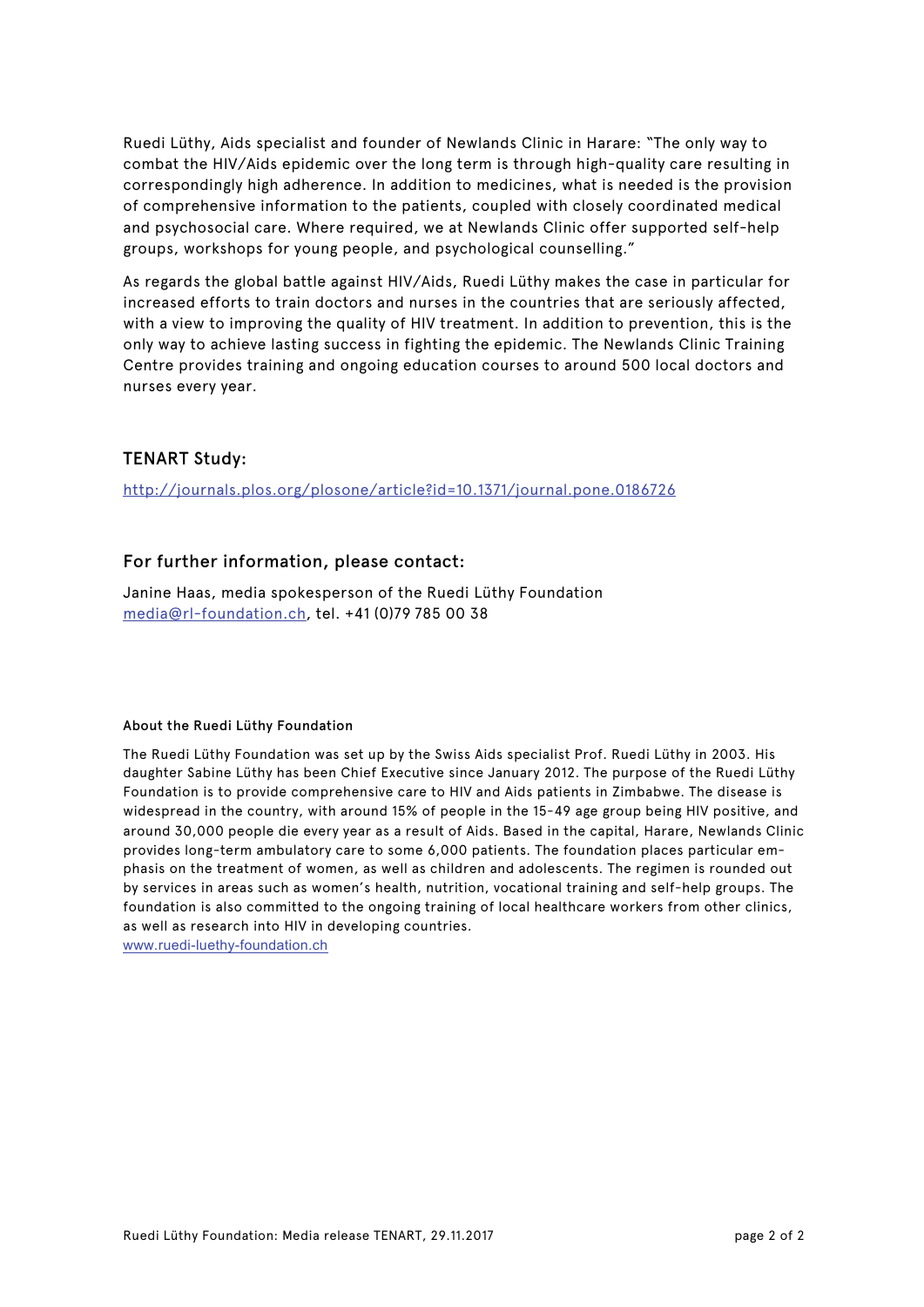Ruedi Lüthy, Aids specialist and founder of Newlands Clinic in Harare: "The only way to combat the HIV/Aids epidemic over the long term is through high-quality care resulting in correspondingly high adherence. In addition to medicines, what is needed is the provision of comprehensive information to the patients, coupled with closely coordinated medical and psychosocial care. Where required, we at Newlands Clinic offer supported self-help groups, workshops for young people, and psychological counselling."

As regards the global battle against HIV/Aids, Ruedi Lüthy makes the case in particular for increased efforts to train doctors and nurses in the countries that are seriously affected, with a view to improving the quality of HIV treatment. In addition to prevention, this is the only way to achieve lasting success in fighting the epidemic. The Newlands Clinic Training Centre provides training and ongoing education courses to around 500 local doctors and nurses every year.

## TENART Study:

http://journals.plos.org/plosone/article?id=10.1371/journal.pone.0186726

## For further information, please contact:

Janine Haas, media spokesperson of the Ruedi Lüthy Foundation
media@rl-foundation.ch, tel. +41 (0)79 785 00 38

#### About the Ruedi Lüthy Foundation

The Ruedi Lüthy Foundation was set up by the Swiss Aids specialist Prof. Ruedi Lüthy in 2003. His daughter Sabine Lüthy has been Chief Executive since January 2012. The purpose of the Ruedi Lüthy Foundation is to provide comprehensive care to HIV and Aids patients in Zimbabwe. The disease is widespread in the country, with around 15% of people in the 15-49 age group being HIV positive, and around 30,000 people die every year as a result of Aids. Based in the capital, Harare, Newlands Clinic provides long-term ambulatory care to some 6,000 patients. The foundation places particular emphasis on the treatment of women, as well as children and adolescents. The regimen is rounded out by services in areas such as women's health, nutrition, vocational training and self-help groups. The foundation is also committed to the ongoing training of local healthcare workers from other clinics, as well as research into HIV in developing countries.
www.ruedi-luethy-foundation.ch